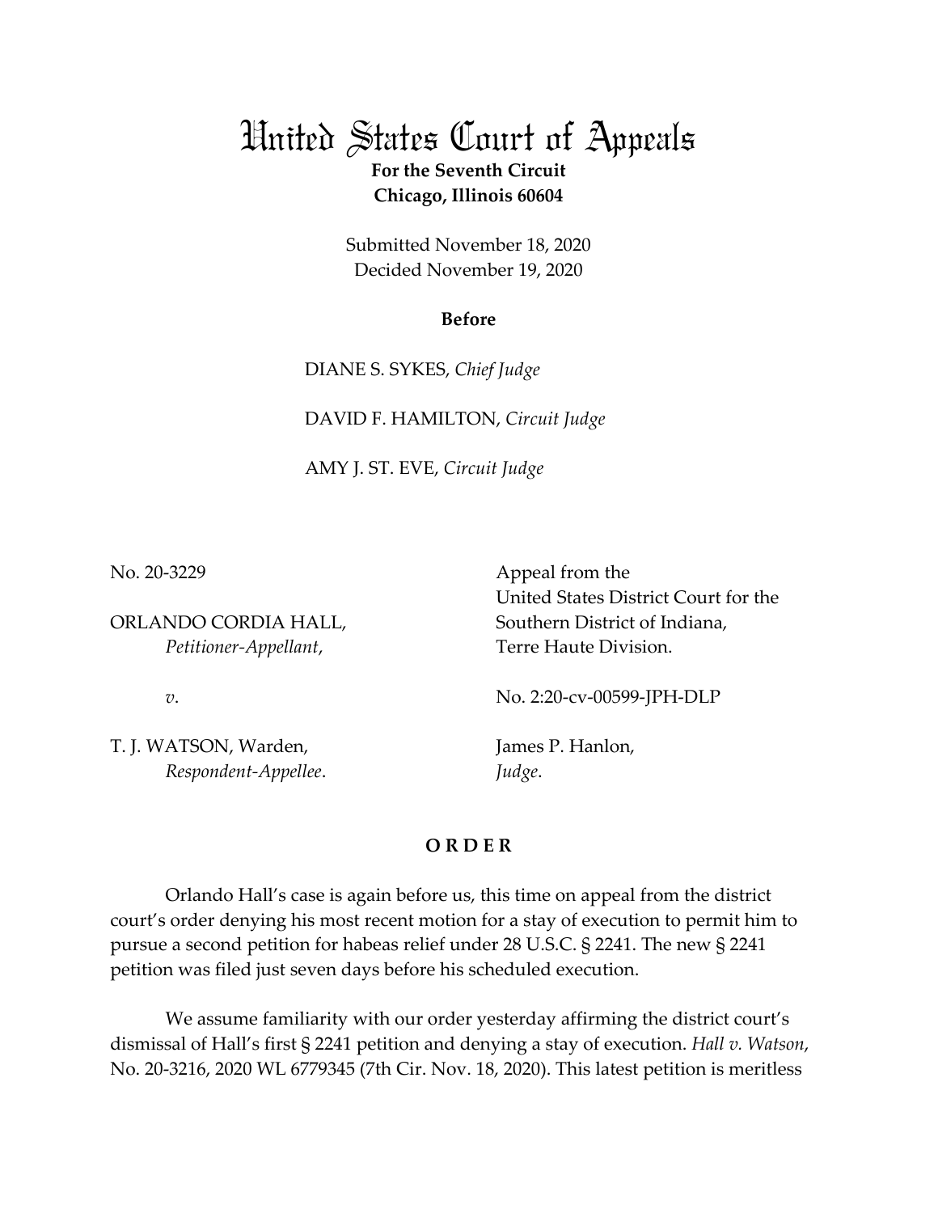# United States Court of Appeals

**For the Seventh Circuit**
**Chicago, Illinois 60604**

Submitted November 18, 2020
Decided November 19, 2020

**Before**

DIANE S. SYKES, *Chief Judge*

DAVID F. HAMILTON, *Circuit Judge*

AMY J. ST. EVE, *Circuit Judge*

| | |
|---|---|
| No. 20-3229 | Appeal from the United States District Court for the Southern District of Indiana, Terre Haute Division. |
| ORLANDO CORDIA HALL, *Petitioner-Appellant*, | |
| *v*. | No. 2:20-cv-00599-JPH-DLP |
| T. J. WATSON, Warden, *Respondent-Appellee*. | James P. Hanlon, *Judge*. |

**O R D E R**

Orlando Hall's case is again before us, this time on appeal from the district court's order denying his most recent motion for a stay of execution to permit him to pursue a second petition for habeas relief under 28 U.S.C. § 2241. The new § 2241 petition was filed just seven days before his scheduled execution.

We assume familiarity with our order yesterday affirming the district court's dismissal of Hall's first § 2241 petition and denying a stay of execution. *Hall v. Watson*, No. 20-3216, 2020 WL 6779345 (7th Cir. Nov. 18, 2020). This latest petition is meritless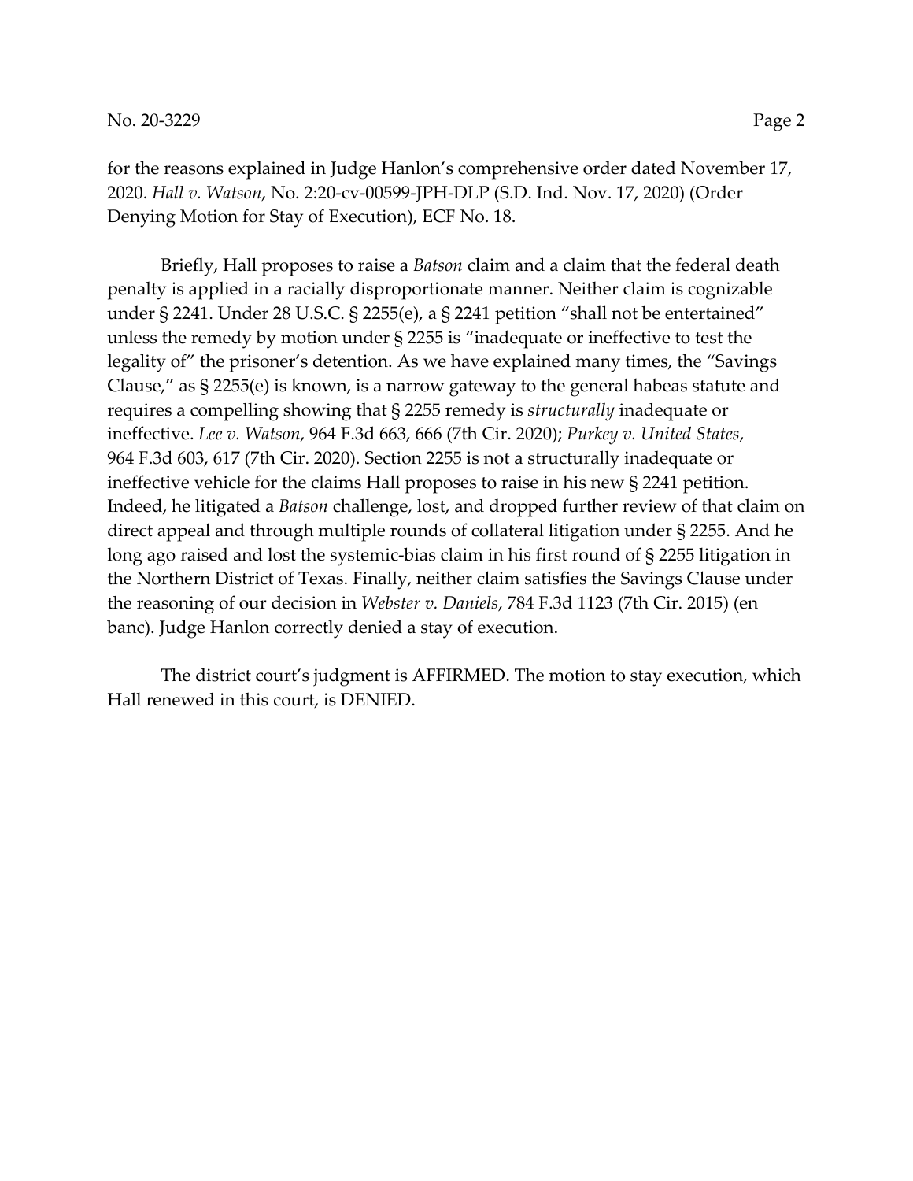for the reasons explained in Judge Hanlon's comprehensive order dated November 17, 2020. *Hall v. Watson*, No. 2:20-cv-00599-JPH-DLP (S.D. Ind. Nov. 17, 2020) (Order Denying Motion for Stay of Execution), ECF No. 18.

Briefly, Hall proposes to raise a *Batson* claim and a claim that the federal death penalty is applied in a racially disproportionate manner. Neither claim is cognizable under § 2241. Under 28 U.S.C. § 2255(e), a § 2241 petition "shall not be entertained" unless the remedy by motion under § 2255 is "inadequate or ineffective to test the legality of" the prisoner's detention. As we have explained many times, the "Savings Clause," as § 2255(e) is known, is a narrow gateway to the general habeas statute and requires a compelling showing that § 2255 remedy is *structurally* inadequate or ineffective. *Lee v. Watson*, 964 F.3d 663, 666 (7th Cir. 2020); *Purkey v. United States*, 964 F.3d 603, 617 (7th Cir. 2020). Section 2255 is not a structurally inadequate or ineffective vehicle for the claims Hall proposes to raise in his new § 2241 petition. Indeed, he litigated a *Batson* challenge, lost, and dropped further review of that claim on direct appeal and through multiple rounds of collateral litigation under § 2255. And he long ago raised and lost the systemic-bias claim in his first round of § 2255 litigation in the Northern District of Texas. Finally, neither claim satisfies the Savings Clause under the reasoning of our decision in *Webster v. Daniels*, 784 F.3d 1123 (7th Cir. 2015) (en banc). Judge Hanlon correctly denied a stay of execution.

The district court's judgment is AFFIRMED. The motion to stay execution, which Hall renewed in this court, is DENIED.